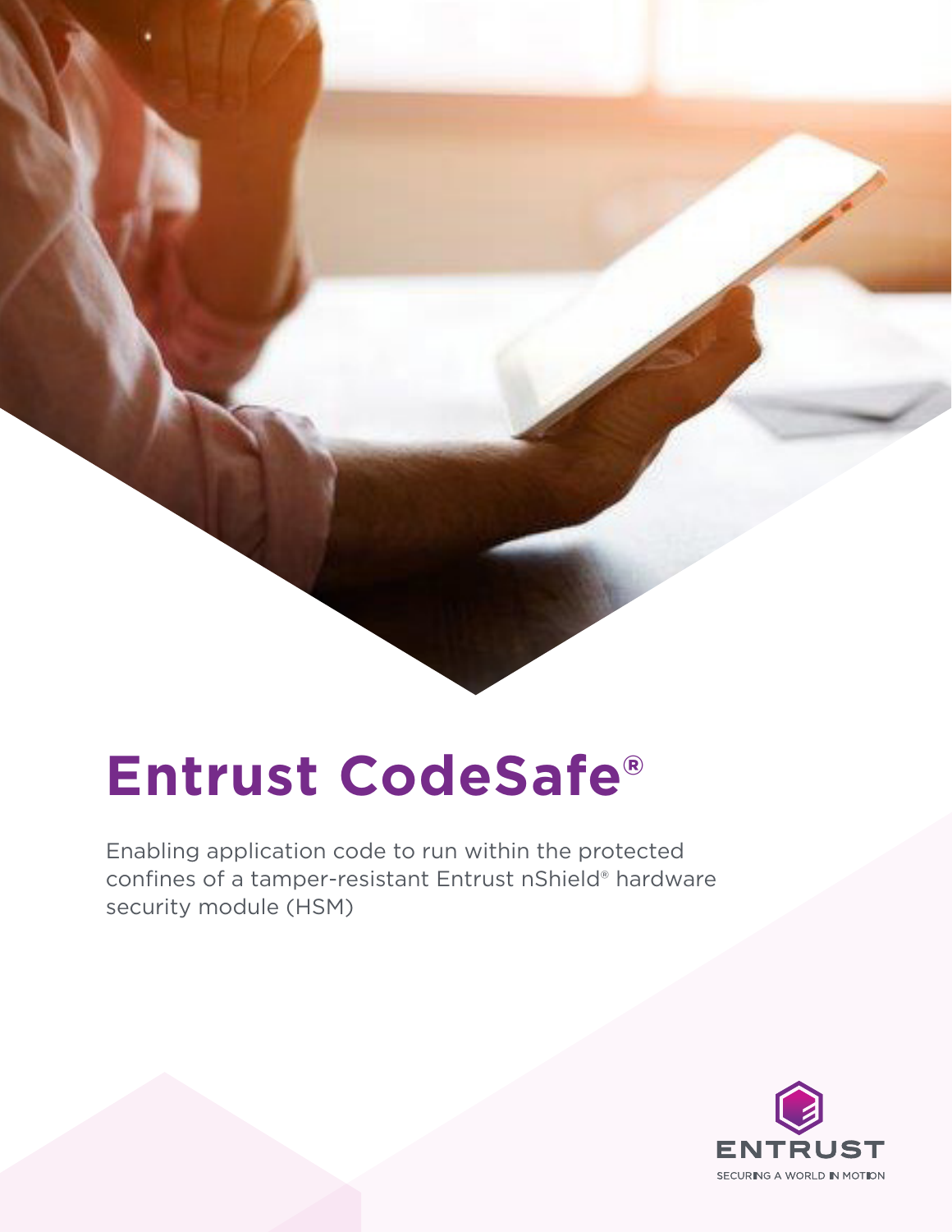# Entrust CodeSafe®

Enabling application code to run within the protected confines of a tamper-resistant Entrust nShield® hardware security module (HSM)

ENTRUST

SECURING A WORLD IN MOTION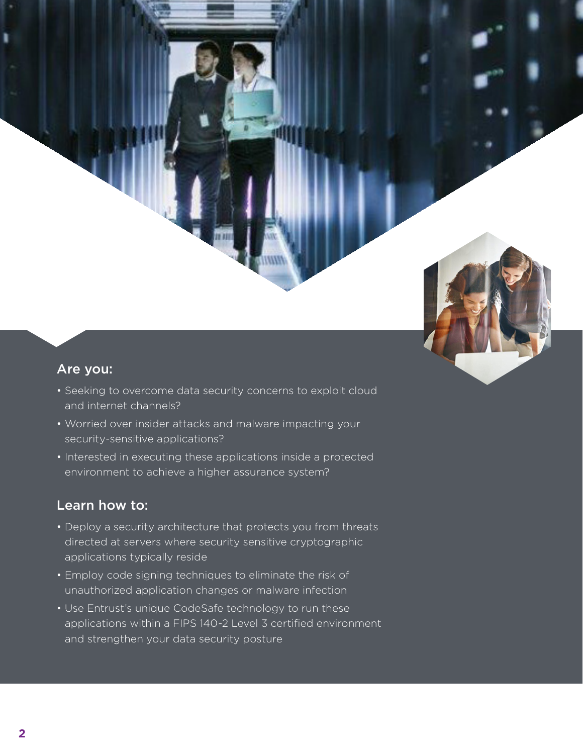## Are you:

- Seeking to overcome data security concerns to exploit cloud and internet channels?
- Worried over insider attacks and malware impacting your security-sensitive applications?
- Interested in executing these applications inside a protected environment to achieve a higher assurance system?

## Learn how to:

- Deploy a security architecture that protects you from threats directed at servers where security sensitive cryptographic applications typically reside
- Employ code signing techniques to eliminate the risk of unauthorized application changes or malware infection
- Use Entrust's unique CodeSafe technology to run these applications within a FIPS 140-2 Level 3 certified environment and strengthen your data security posture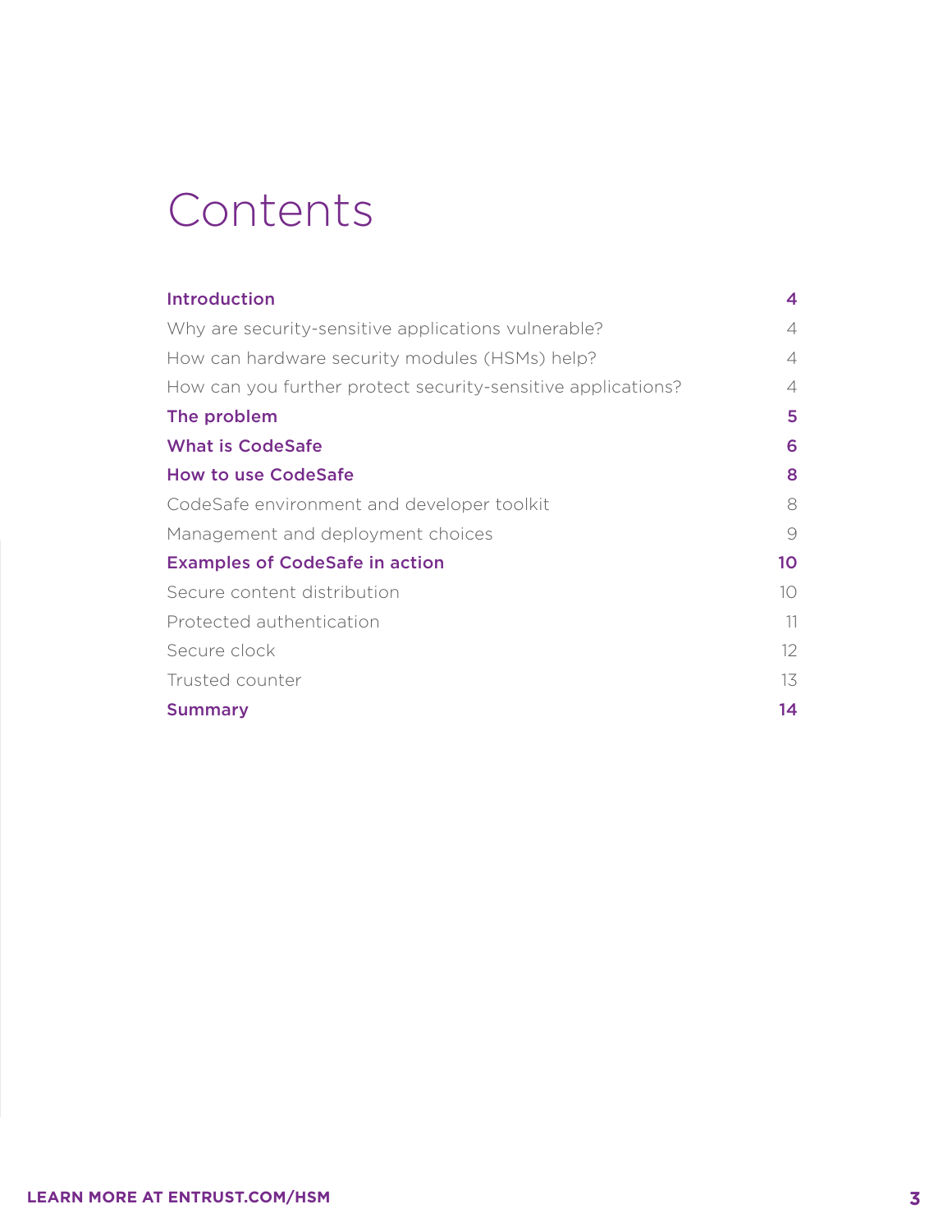# Contents

| | |
|---|---|
| **Introduction** | **4** |
| Why are security-sensitive applications vulnerable? | 4 |
| How can hardware security modules (HSMs) help? | 4 |
| How can you further protect security-sensitive applications? | 4 |
| **The problem** | **5** |
| **What is CodeSafe** | **6** |
| **How to use CodeSafe** | **8** |
| CodeSafe environment and developer toolkit | 8 |
| Management and deployment choices | 9 |
| **Examples of CodeSafe in action** | **10** |
| Secure content distribution | 10 |
| Protected authentication | 11 |
| Secure clock | 12 |
| Trusted counter | 13 |
| **Summary** | **14** |

**LEARN MORE AT ENTRUST.COM/HSM**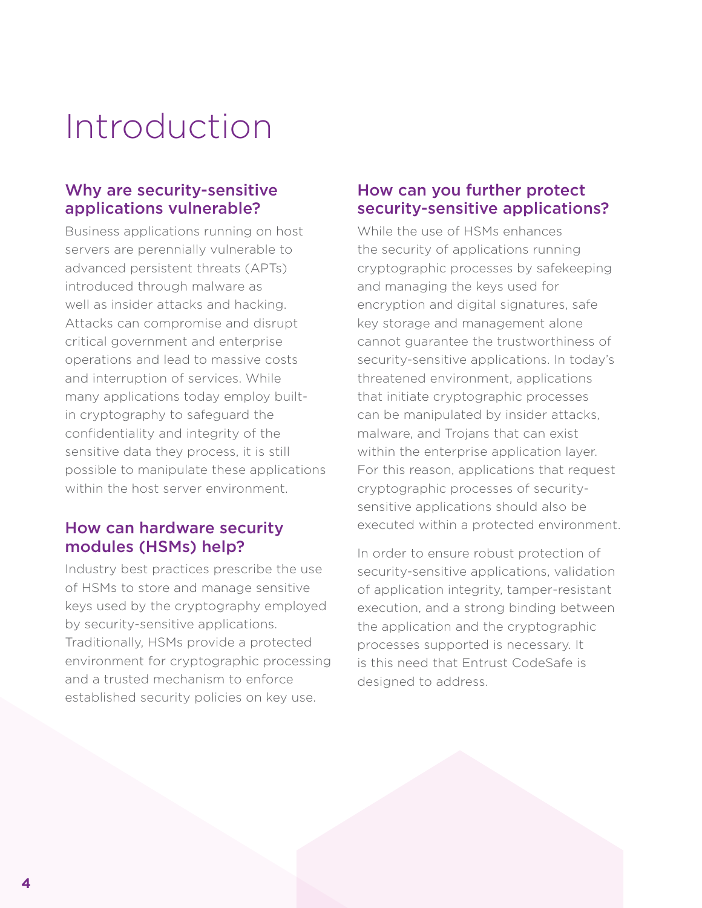# Introduction

## Why are security-sensitive applications vulnerable?

Business applications running on host servers are perennially vulnerable to advanced persistent threats (APTs) introduced through malware as well as insider attacks and hacking. Attacks can compromise and disrupt critical government and enterprise operations and lead to massive costs and interruption of services. While many applications today employ built-in cryptography to safeguard the confidentiality and integrity of the sensitive data they process, it is still possible to manipulate these applications within the host server environment.

## How can hardware security modules (HSMs) help?

Industry best practices prescribe the use of HSMs to store and manage sensitive keys used by the cryptography employed by security-sensitive applications. Traditionally, HSMs provide a protected environment for cryptographic processing and a trusted mechanism to enforce established security policies on key use.

## How can you further protect security-sensitive applications?

While the use of HSMs enhances the security of applications running cryptographic processes by safekeeping and managing the keys used for encryption and digital signatures, safe key storage and management alone cannot guarantee the trustworthiness of security-sensitive applications. In today's threatened environment, applications that initiate cryptographic processes can be manipulated by insider attacks, malware, and Trojans that can exist within the enterprise application layer. For this reason, applications that request cryptographic processes of security-sensitive applications should also be executed within a protected environment.

In order to ensure robust protection of security-sensitive applications, validation of application integrity, tamper-resistant execution, and a strong binding between the application and the cryptographic processes supported is necessary. It is this need that Entrust CodeSafe is designed to address.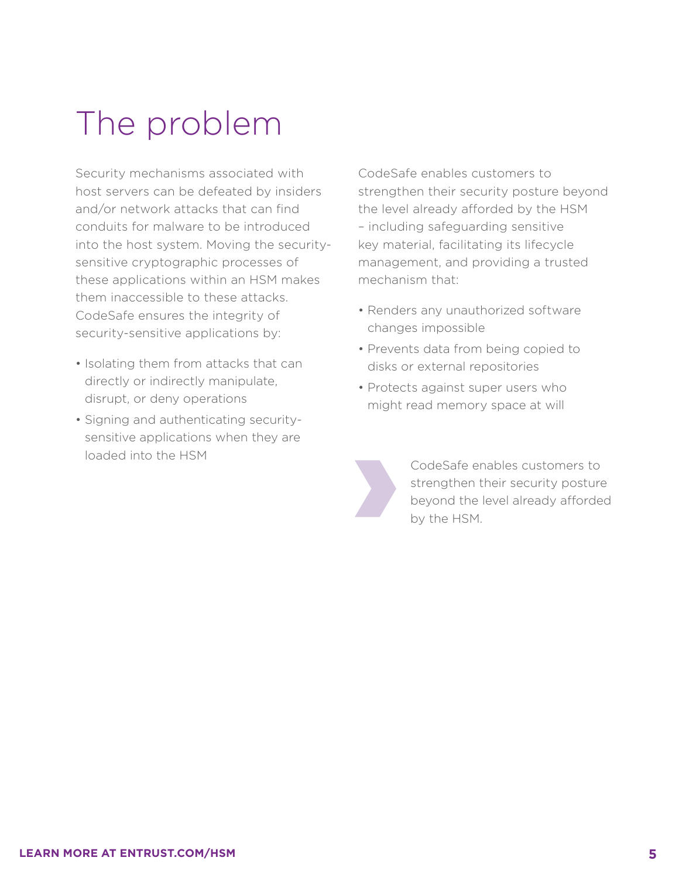# The problem

Security mechanisms associated with host servers can be defeated by insiders and/or network attacks that can find conduits for malware to be introduced into the host system. Moving the security-sensitive cryptographic processes of these applications within an HSM makes them inaccessible to these attacks. CodeSafe ensures the integrity of security-sensitive applications by:

- Isolating them from attacks that can directly or indirectly manipulate, disrupt, or deny operations
- Signing and authenticating security-sensitive applications when they are loaded into the HSM

CodeSafe enables customers to strengthen their security posture beyond the level already afforded by the HSM – including safeguarding sensitive key material, facilitating its lifecycle management, and providing a trusted mechanism that:

- Renders any unauthorized software changes impossible
- Prevents data from being copied to disks or external repositories
- Protects against super users who might read memory space at will

> CodeSafe enables customers to strengthen their security posture beyond the level already afforded by the HSM.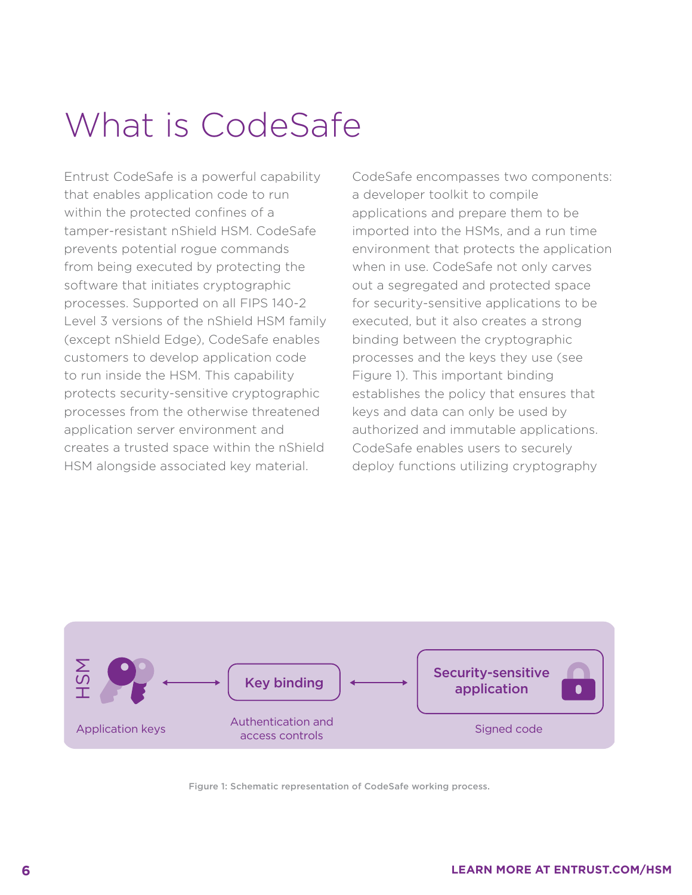# What is CodeSafe

Entrust CodeSafe is a powerful capability that enables application code to run within the protected confines of a tamper-resistant nShield HSM. CodeSafe prevents potential rogue commands from being executed by protecting the software that initiates cryptographic processes. Supported on all FIPS 140-2 Level 3 versions of the nShield HSM family (except nShield Edge), CodeSafe enables customers to develop application code to run inside the HSM. This capability protects security-sensitive cryptographic processes from the otherwise threatened application server environment and creates a trusted space within the nShield HSM alongside associated key material.

CodeSafe encompasses two components: a developer toolkit to compile applications and prepare them to be imported into the HSMs, and a run time environment that protects the application when in use. CodeSafe not only carves out a segregated and protected space for security-sensitive applications to be executed, but it also creates a strong binding between the cryptographic processes and the keys they use (see Figure 1). This important binding establishes the policy that ensures that keys and data can only be used by authorized and immutable applications. CodeSafe enables users to securely deploy functions utilizing cryptography

HSM

Application keys ⟷ Key binding ⟷ Security-sensitive application

Application keys | Authentication and access controls | Signed code

Figure 1: Schematic representation of CodeSafe working process.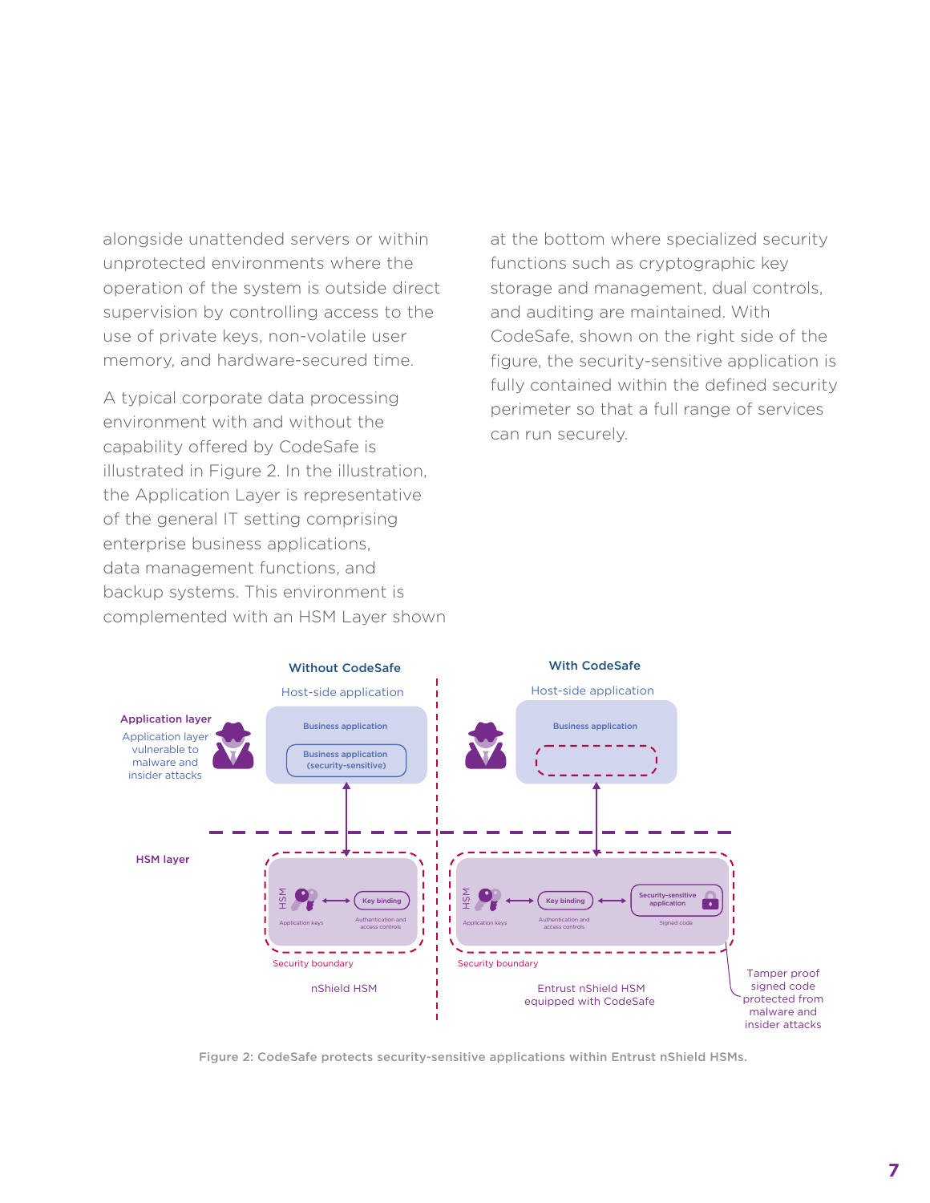alongside unattended servers or within unprotected environments where the operation of the system is outside direct supervision by controlling access to the use of private keys, non-volatile user memory, and hardware-secured time.

A typical corporate data processing environment with and without the capability offered by CodeSafe is illustrated in Figure 2. In the illustration, the Application Layer is representative of the general IT setting comprising enterprise business applications, data management functions, and backup systems. This environment is complemented with an HSM Layer shown at the bottom where specialized security functions such as cryptographic key storage and management, dual controls, and auditing are maintained. With CodeSafe, shown on the right side of the figure, the security-sensitive application is fully contained within the defined security perimeter so that a full range of services can run securely.

Figure 2: CodeSafe protects security-sensitive applications within Entrust nShield HSMs.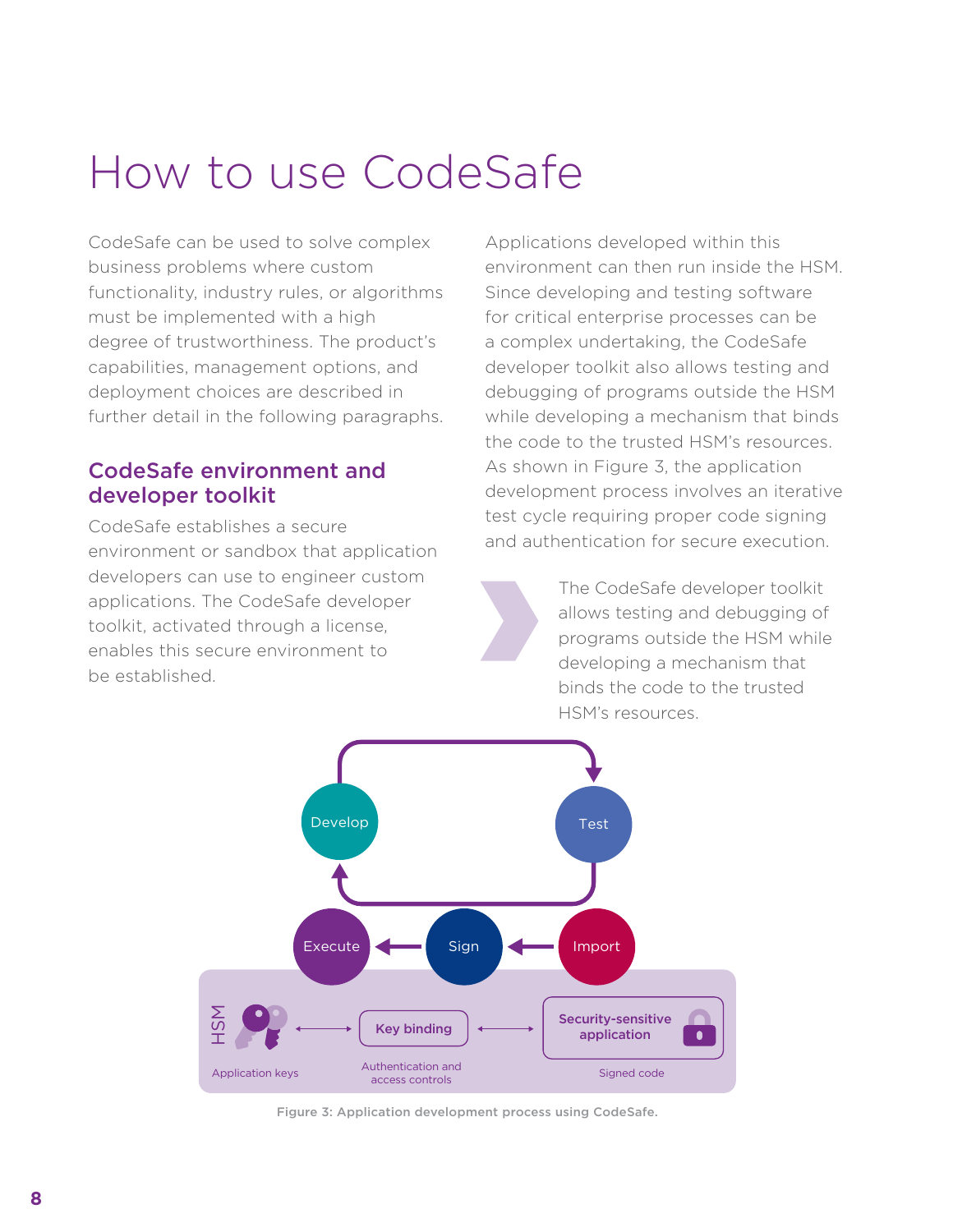# How to use CodeSafe

CodeSafe can be used to solve complex business problems where custom functionality, industry rules, or algorithms must be implemented with a high degree of trustworthiness. The product's capabilities, management options, and deployment choices are described in further detail in the following paragraphs.

## CodeSafe environment and developer toolkit

CodeSafe establishes a secure environment or sandbox that application developers can use to engineer custom applications. The CodeSafe developer toolkit, activated through a license, enables this secure environment to be established.

Applications developed within this environment can then run inside the HSM. Since developing and testing software for critical enterprise processes can be a complex undertaking, the CodeSafe developer toolkit also allows testing and debugging of programs outside the HSM while developing a mechanism that binds the code to the trusted HSM's resources. As shown in Figure 3, the application development process involves an iterative test cycle requiring proper code signing and authentication for secure execution.

> The CodeSafe developer toolkit allows testing and debugging of programs outside the HSM while developing a mechanism that binds the code to the trusted HSM's resources.

Develop → Test → Import → Sign → Execute

HSM: Application keys ↔ Key binding (Authentication and access controls) ↔ Security-sensitive application (Signed code)

Figure 3: Application development process using CodeSafe.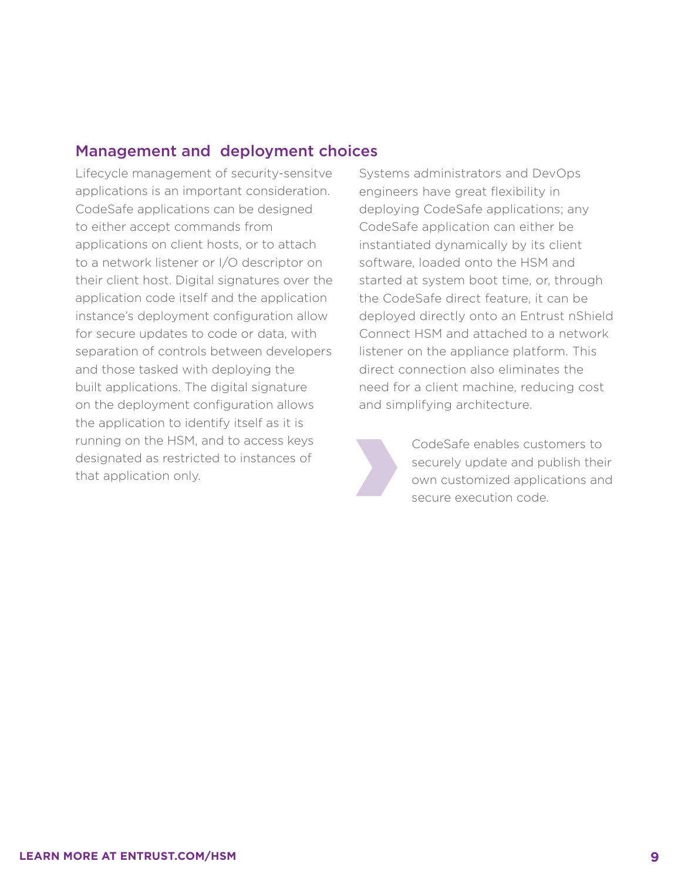## Management and deployment choices

Lifecycle management of security-sensitve applications is an important consideration. CodeSafe applications can be designed to either accept commands from applications on client hosts, or to attach to a network listener or I/O descriptor on their client host. Digital signatures over the application code itself and the application instance's deployment configuration allow for secure updates to code or data, with separation of controls between developers and those tasked with deploying the built applications. The digital signature on the deployment configuration allows the application to identify itself as it is running on the HSM, and to access keys designated as restricted to instances of that application only.

Systems administrators and DevOps engineers have great flexibility in deploying CodeSafe applications; any CodeSafe application can either be instantiated dynamically by its client software, loaded onto the HSM and started at system boot time, or, through the CodeSafe direct feature, it can be deployed directly onto an Entrust nShield Connect HSM and attached to a network listener on the appliance platform. This direct connection also eliminates the need for a client machine, reducing cost and simplifying architecture.

CodeSafe enables customers to securely update and publish their own customized applications and secure execution code.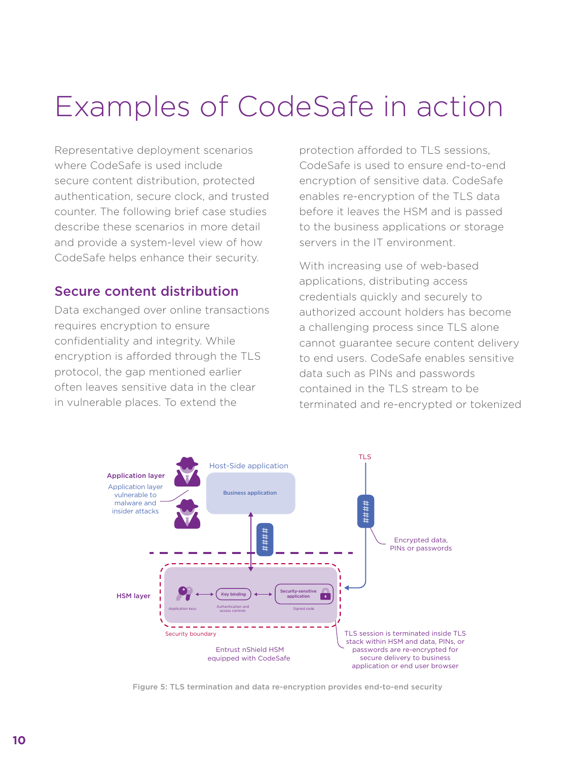# Examples of CodeSafe in action

Representative deployment scenarios where CodeSafe is used include secure content distribution, protected authentication, secure clock, and trusted counter. The following brief case studies describe these scenarios in more detail and provide a system-level view of how CodeSafe helps enhance their security.

## Secure content distribution

Data exchanged over online transactions requires encryption to ensure confidentiality and integrity. While encryption is afforded through the TLS protocol, the gap mentioned earlier often leaves sensitive data in the clear in vulnerable places. To extend the protection afforded to TLS sessions, CodeSafe is used to ensure end-to-end encryption of sensitive data. CodeSafe enables re-encryption of the TLS data before it leaves the HSM and is passed to the business applications or storage servers in the IT environment.

With increasing use of web-based applications, distributing access credentials quickly and securely to authorized account holders has become a challenging process since TLS alone cannot guarantee secure content delivery to end users. CodeSafe enables sensitive data such as PINs and passwords contained in the TLS stream to be terminated and re-encrypted or tokenized

Figure 5: TLS termination and data re-encryption provides end-to-end security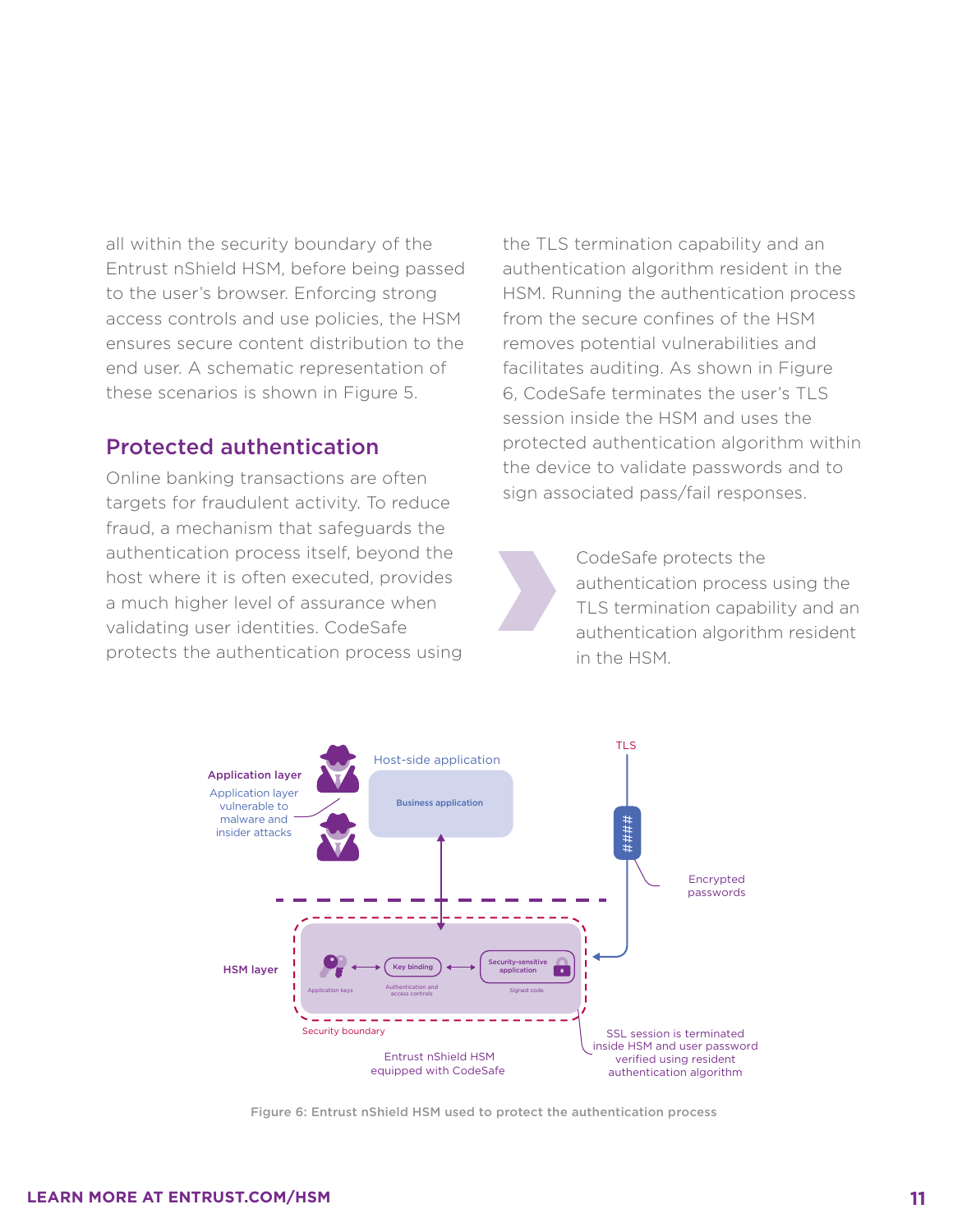all within the security boundary of the Entrust nShield HSM, before being passed to the user's browser. Enforcing strong access controls and use policies, the HSM ensures secure content distribution to the end user. A schematic representation of these scenarios is shown in Figure 5.

## Protected authentication

Online banking transactions are often targets for fraudulent activity. To reduce fraud, a mechanism that safeguards the authentication process itself, beyond the host where it is often executed, provides a much higher level of assurance when validating user identities. CodeSafe protects the authentication process using the TLS termination capability and an authentication algorithm resident in the HSM. Running the authentication process from the secure confines of the HSM removes potential vulnerabilities and facilitates auditing. As shown in Figure 6, CodeSafe terminates the user's TLS session inside the HSM and uses the protected authentication algorithm within the device to validate passwords and to sign associated pass/fail responses.

> CodeSafe protects the authentication process using the TLS termination capability and an authentication algorithm resident in the HSM.

Figure 6: Entrust nShield HSM used to protect the authentication process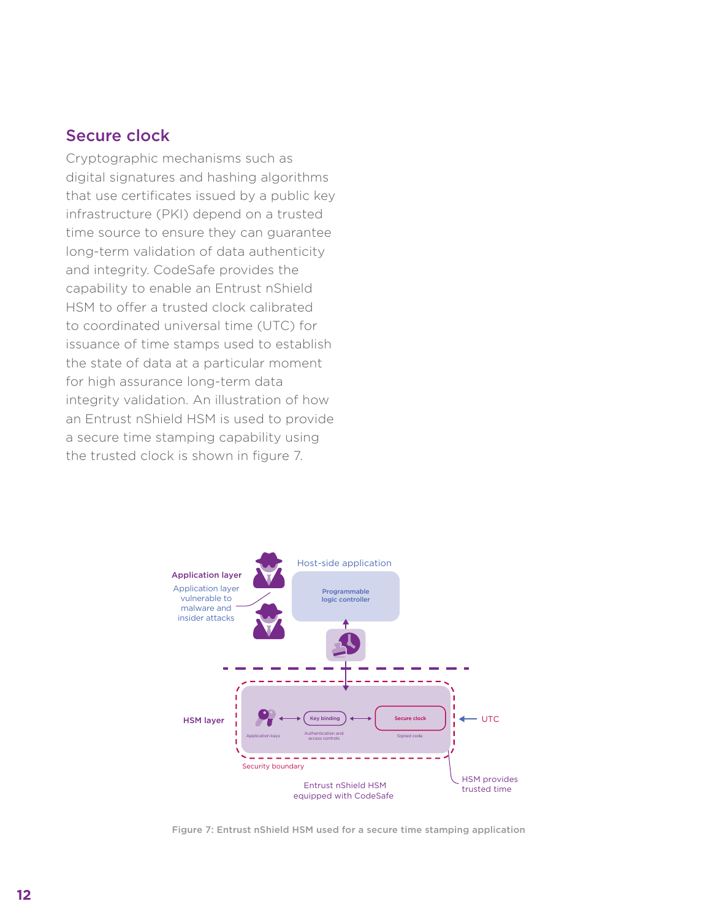## Secure clock

Cryptographic mechanisms such as digital signatures and hashing algorithms that use certificates issued by a public key infrastructure (PKI) depend on a trusted time source to ensure they can guarantee long-term validation of data authenticity and integrity. CodeSafe provides the capability to enable an Entrust nShield HSM to offer a trusted clock calibrated to coordinated universal time (UTC) for issuance of time stamps used to establish the state of data at a particular moment for high assurance long-term data integrity validation. An illustration of how an Entrust nShield HSM is used to provide a secure time stamping capability using the trusted clock is shown in figure 7.

Figure 7: Entrust nShield HSM used for a secure time stamping application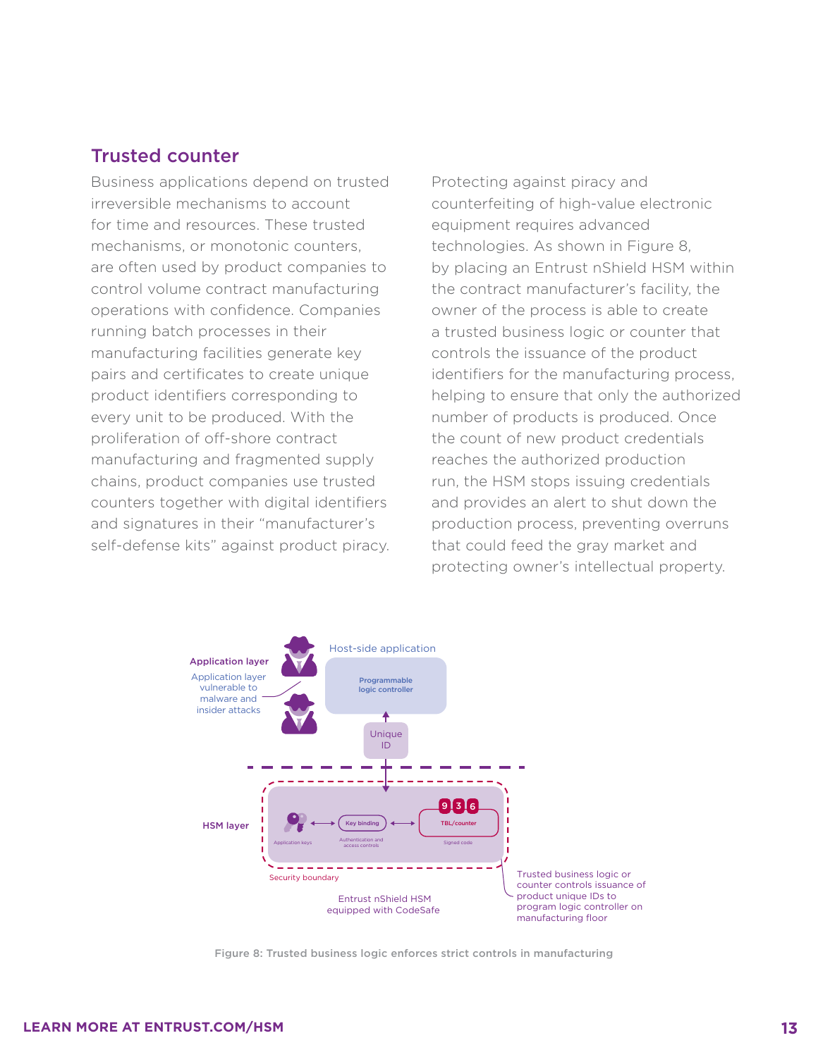## Trusted counter

Business applications depend on trusted irreversible mechanisms to account for time and resources. These trusted mechanisms, or monotonic counters, are often used by product companies to control volume contract manufacturing operations with confidence. Companies running batch processes in their manufacturing facilities generate key pairs and certificates to create unique product identifiers corresponding to every unit to be produced. With the proliferation of off-shore contract manufacturing and fragmented supply chains, product companies use trusted counters together with digital identifiers and signatures in their "manufacturer's self-defense kits" against product piracy.

Protecting against piracy and counterfeiting of high-value electronic equipment requires advanced technologies. As shown in Figure 8, by placing an Entrust nShield HSM within the contract manufacturer's facility, the owner of the process is able to create a trusted business logic or counter that controls the issuance of the product identifiers for the manufacturing process, helping to ensure that only the authorized number of products is produced. Once the count of new product credentials reaches the authorized production run, the HSM stops issuing credentials and provides an alert to shut down the production process, preventing overruns that could feed the gray market and protecting owner's intellectual property.

Figure 8: Trusted business logic enforces strict controls in manufacturing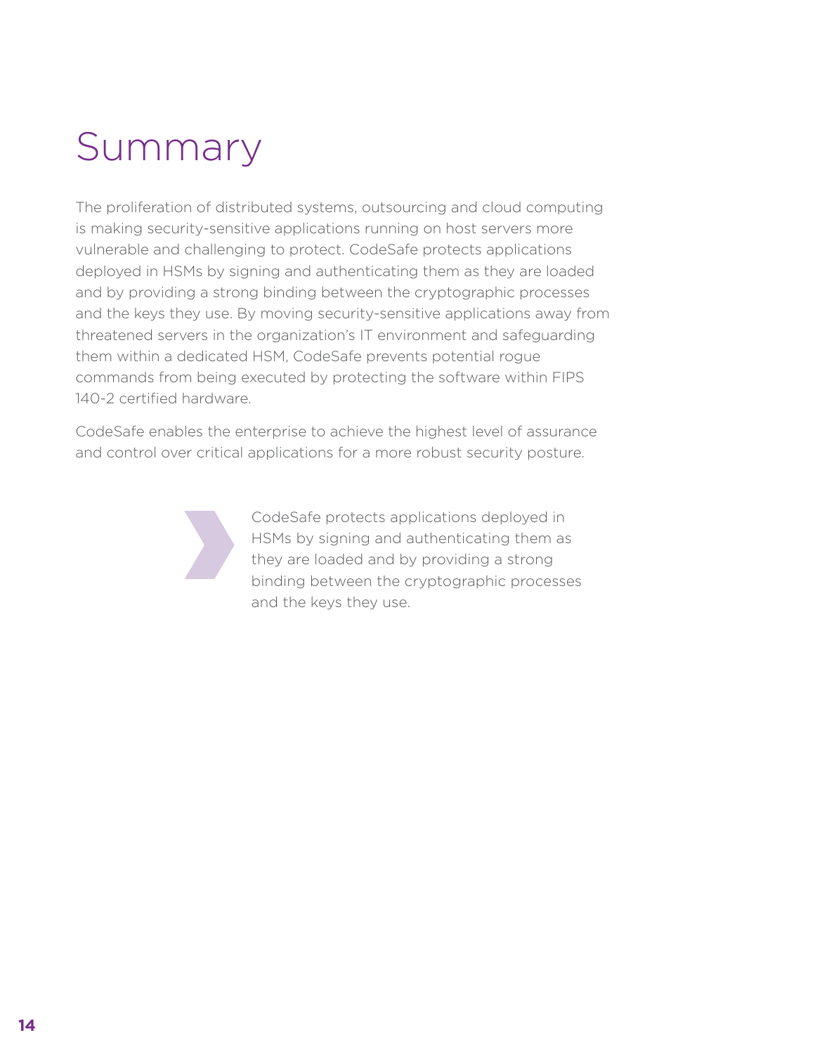# Summary

The proliferation of distributed systems, outsourcing and cloud computing is making security-sensitive applications running on host servers more vulnerable and challenging to protect. CodeSafe protects applications deployed in HSMs by signing and authenticating them as they are loaded and by providing a strong binding between the cryptographic processes and the keys they use. By moving security-sensitive applications away from threatened servers in the organization's IT environment and safeguarding them within a dedicated HSM, CodeSafe prevents potential rogue commands from being executed by protecting the software within FIPS 140-2 certified hardware.

CodeSafe enables the enterprise to achieve the highest level of assurance and control over critical applications for a more robust security posture.

> CodeSafe protects applications deployed in HSMs by signing and authenticating them as they are loaded and by providing a strong binding between the cryptographic processes and the keys they use.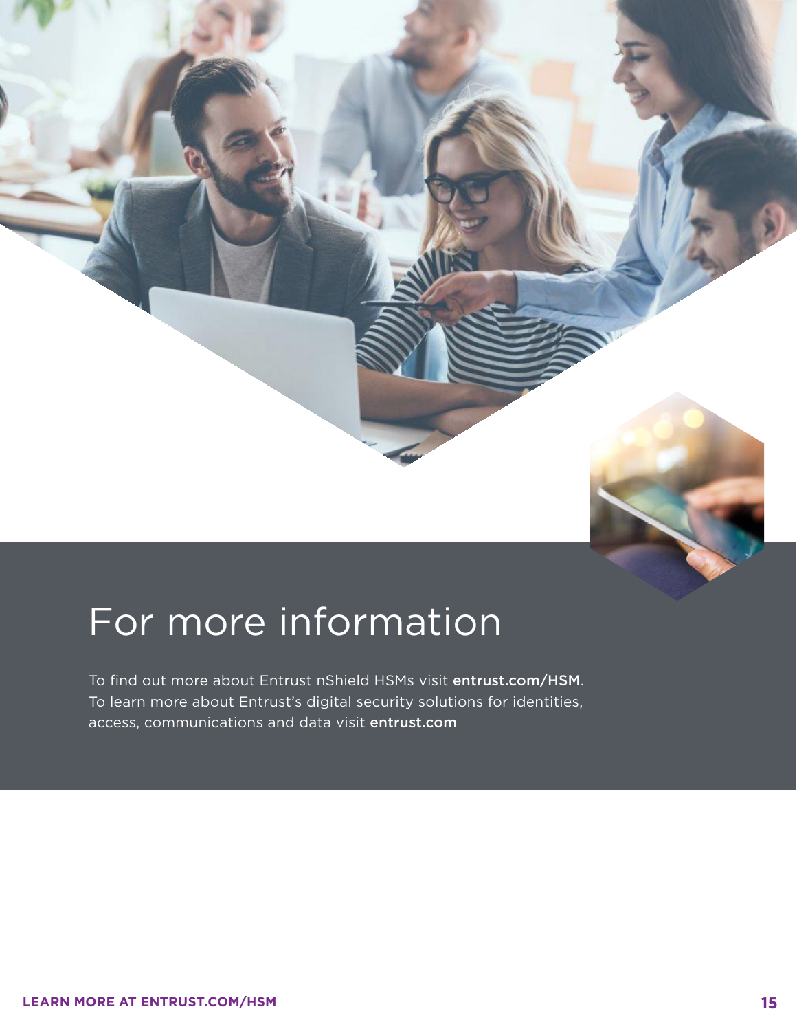# For more information

To find out more about Entrust nShield HSMs visit **entrust.com/HSM**. To learn more about Entrust's digital security solutions for identities, access, communications and data visit **entrust.com**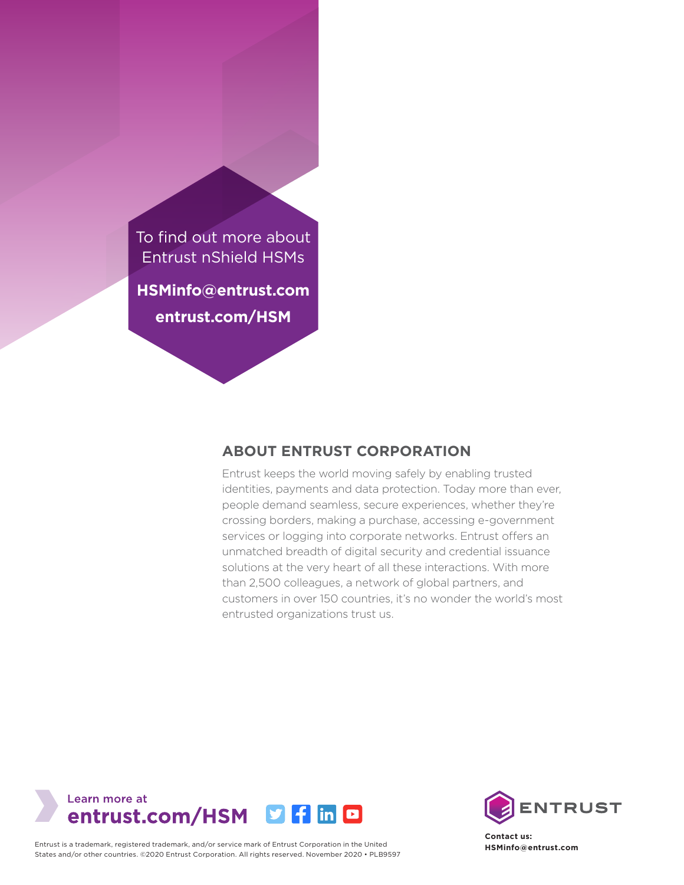To find out more about Entrust nShield HSMs

**HSMinfo@entrust.com**

**entrust.com/HSM**

## ABOUT ENTRUST CORPORATION

Entrust keeps the world moving safely by enabling trusted identities, payments and data protection. Today more than ever, people demand seamless, secure experiences, whether they're crossing borders, making a purchase, accessing e-government services or logging into corporate networks. Entrust offers an unmatched breadth of digital security and credential issuance solutions at the very heart of all these interactions. With more than 2,500 colleagues, a network of global partners, and customers in over 150 countries, it's no wonder the world's most entrusted organizations trust us.

Learn more at
**entrust.com/HSM**

ENTRUST

**Contact us:**
**HSMinfo@entrust.com**

Entrust is a trademark, registered trademark, and/or service mark of Entrust Corporation in the United States and/or other countries. ©2020 Entrust Corporation. All rights reserved. November 2020 • PLB9597